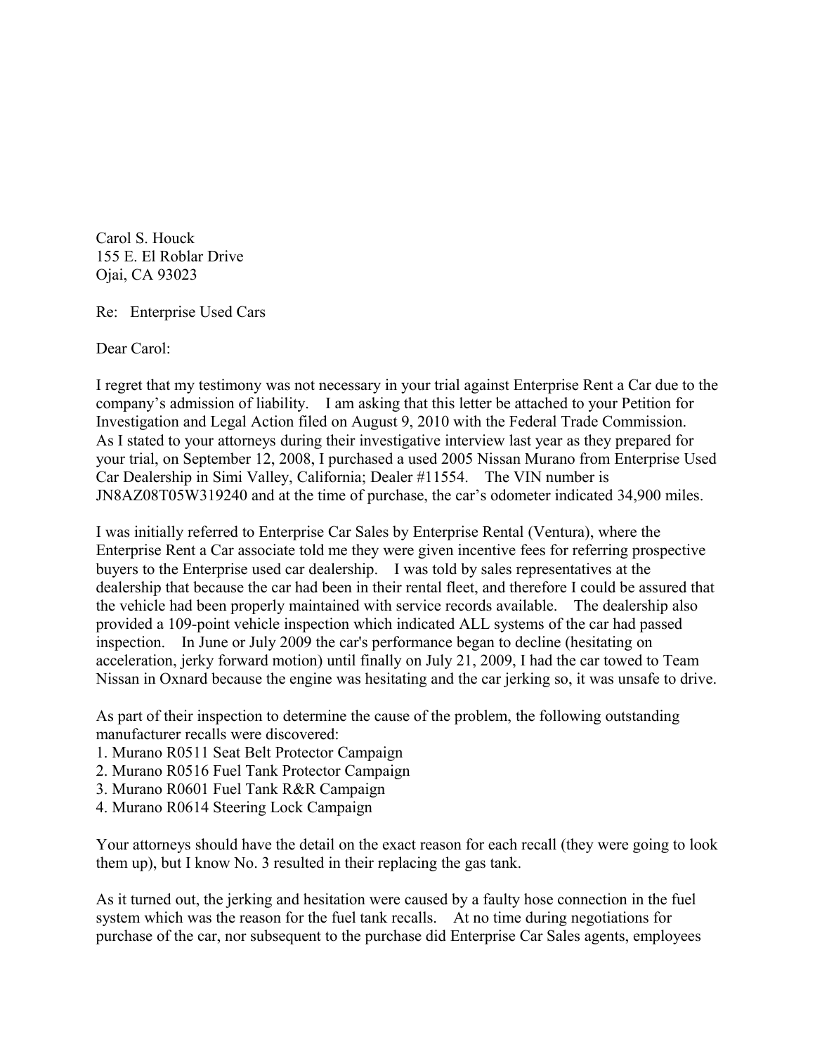Carol S. Houck
155 E. El Roblar Drive
Ojai, CA 93023

Re: Enterprise Used Cars

Dear Carol:

I regret that my testimony was not necessary in your trial against Enterprise Rent a Car due to the company's admission of liability. I am asking that this letter be attached to your Petition for Investigation and Legal Action filed on August 9, 2010 with the Federal Trade Commission. As I stated to your attorneys during their investigative interview last year as they prepared for your trial, on September 12, 2008, I purchased a used 2005 Nissan Murano from Enterprise Used Car Dealership in Simi Valley, California; Dealer #11554. The VIN number is JN8AZ08T05W319240 and at the time of purchase, the car's odometer indicated 34,900 miles.

I was initially referred to Enterprise Car Sales by Enterprise Rental (Ventura), where the Enterprise Rent a Car associate told me they were given incentive fees for referring prospective buyers to the Enterprise used car dealership. I was told by sales representatives at the dealership that because the car had been in their rental fleet, and therefore I could be assured that the vehicle had been properly maintained with service records available. The dealership also provided a 109-point vehicle inspection which indicated ALL systems of the car had passed inspection. In June or July 2009 the car's performance began to decline (hesitating on acceleration, jerky forward motion) until finally on July 21, 2009, I had the car towed to Team Nissan in Oxnard because the engine was hesitating and the car jerking so, it was unsafe to drive.

As part of their inspection to determine the cause of the problem, the following outstanding manufacturer recalls were discovered:

1. Murano R0511 Seat Belt Protector Campaign
2. Murano R0516 Fuel Tank Protector Campaign
3. Murano R0601 Fuel Tank R&R Campaign
4. Murano R0614 Steering Lock Campaign

Your attorneys should have the detail on the exact reason for each recall (they were going to look them up), but I know No. 3 resulted in their replacing the gas tank.

As it turned out, the jerking and hesitation were caused by a faulty hose connection in the fuel system which was the reason for the fuel tank recalls. At no time during negotiations for purchase of the car, nor subsequent to the purchase did Enterprise Car Sales agents, employees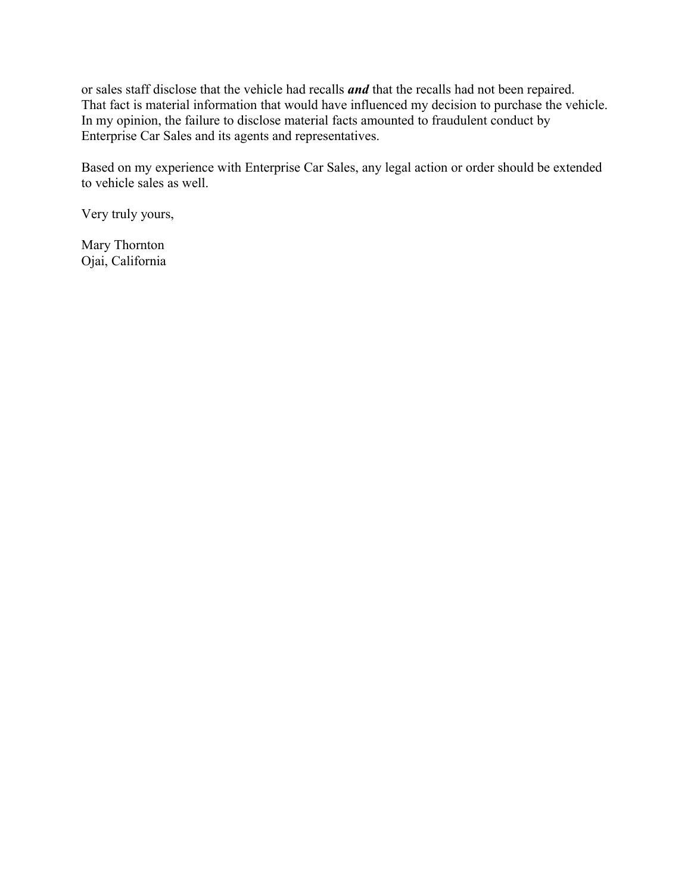or sales staff disclose that the vehicle had recalls ***and*** that the recalls had not been repaired. That fact is material information that would have influenced my decision to purchase the vehicle. In my opinion, the failure to disclose material facts amounted to fraudulent conduct by Enterprise Car Sales and its agents and representatives.

Based on my experience with Enterprise Car Sales, any legal action or order should be extended to vehicle sales as well.

Very truly yours,

Mary Thornton  
Ojai, California